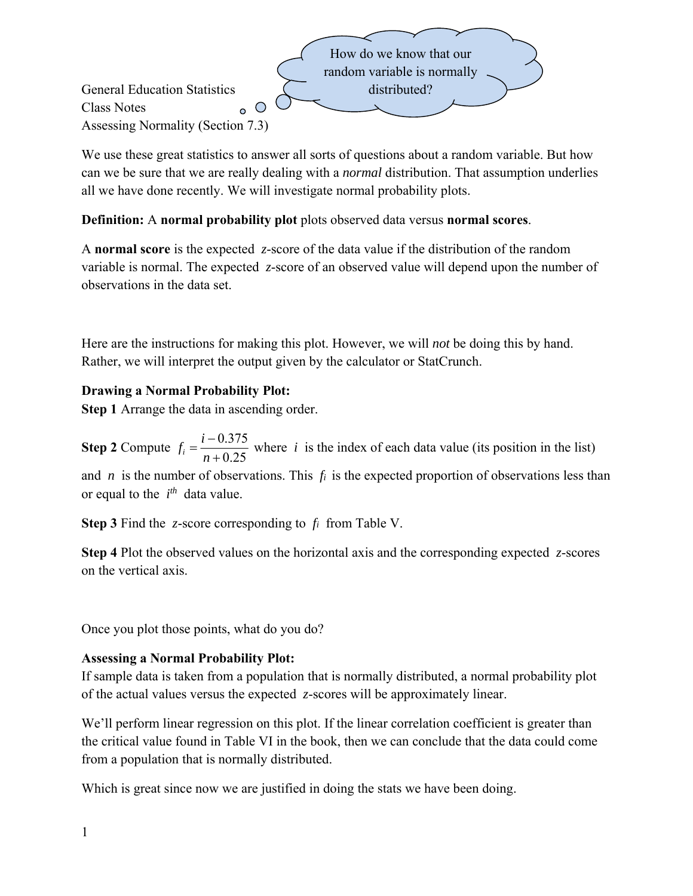How do we know that our random variable is normally distributed?

General Education Statistics
Class Notes
Assessing Normality (Section 7.3)

We use these great statistics to answer all sorts of questions about a random variable. But how can we be sure that we are really dealing with a *normal* distribution. That assumption underlies all we have done recently. We will investigate normal probability plots.

**Definition:** A **normal probability plot** plots observed data versus **normal scores**.

A **normal score** is the expected $z$-score of the data value if the distribution of the random variable is normal. The expected $z$-score of an observed value will depend upon the number of observations in the data set.

Here are the instructions for making this plot. However, we will *not* be doing this by hand. Rather, we will interpret the output given by the calculator or StatCrunch.

**Drawing a Normal Probability Plot:**

**Step 1** Arrange the data in ascending order.

**Step 2** Compute $f_i = \dfrac{i - 0.375}{n + 0.25}$ where $i$ is the index of each data value (its position in the list) and $n$ is the number of observations. This $f_i$ is the expected proportion of observations less than or equal to the $i^{th}$ data value.

**Step 3** Find the $z$-score corresponding to $f_i$ from Table V.

**Step 4** Plot the observed values on the horizontal axis and the corresponding expected $z$-scores on the vertical axis.

Once you plot those points, what do you do?

**Assessing a Normal Probability Plot:**

If sample data is taken from a population that is normally distributed, a normal probability plot of the actual values versus the expected $z$-scores will be approximately linear.

We'll perform linear regression on this plot. If the linear correlation coefficient is greater than the critical value found in Table VI in the book, then we can conclude that the data could come from a population that is normally distributed.

Which is great since now we are justified in doing the stats we have been doing.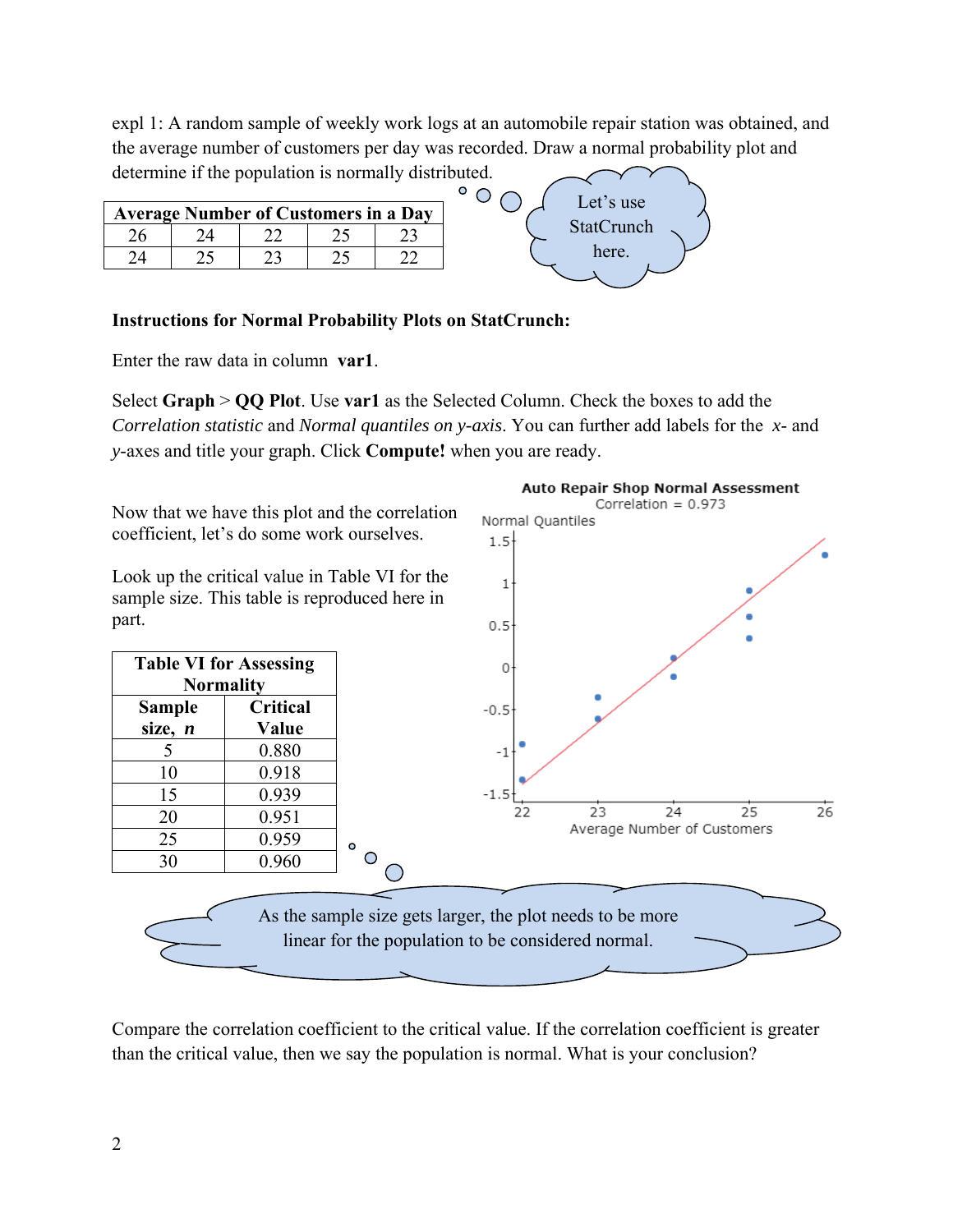expl 1: A random sample of weekly work logs at an automobile repair station was obtained, and the average number of customers per day was recorded. Draw a normal probability plot and determine if the population is normally distributed.

| Average Number of Customers in a Day | | | | |
|---|---|---|---|---|
| 26 | 24 | 22 | 25 | 23 |
| 24 | 25 | 23 | 25 | 22 |

Let's use StatCrunch here.

**Instructions for Normal Probability Plots on StatCrunch:**

Enter the raw data in column **var1**.

Select **Graph** > **QQ Plot**. Use **var1** as the Selected Column. Check the boxes to add the *Correlation statistic* and *Normal quantiles on y-axis*. You can further add labels for the $x$- and $y$-axes and title your graph. Click **Compute!** when you are ready.

**Auto Repair Shop Normal Assessment**
Correlation = 0.973

Now that we have this plot and the correlation coefficient, let's do some work ourselves.

Look up the critical value in Table VI for the sample size. This table is reproduced here in part.

| Table VI for Assessing Normality | |
|---|---|
| **Sample size, *n*** | **Critical Value** |
| 5 | 0.880 |
| 10 | 0.918 |
| 15 | 0.939 |
| 20 | 0.951 |
| 25 | 0.959 |
| 30 | 0.960 |

As the sample size gets larger, the plot needs to be more linear for the population to be considered normal.

Compare the correlation coefficient to the critical value. If the correlation coefficient is greater than the critical value, then we say the population is normal. What is your conclusion?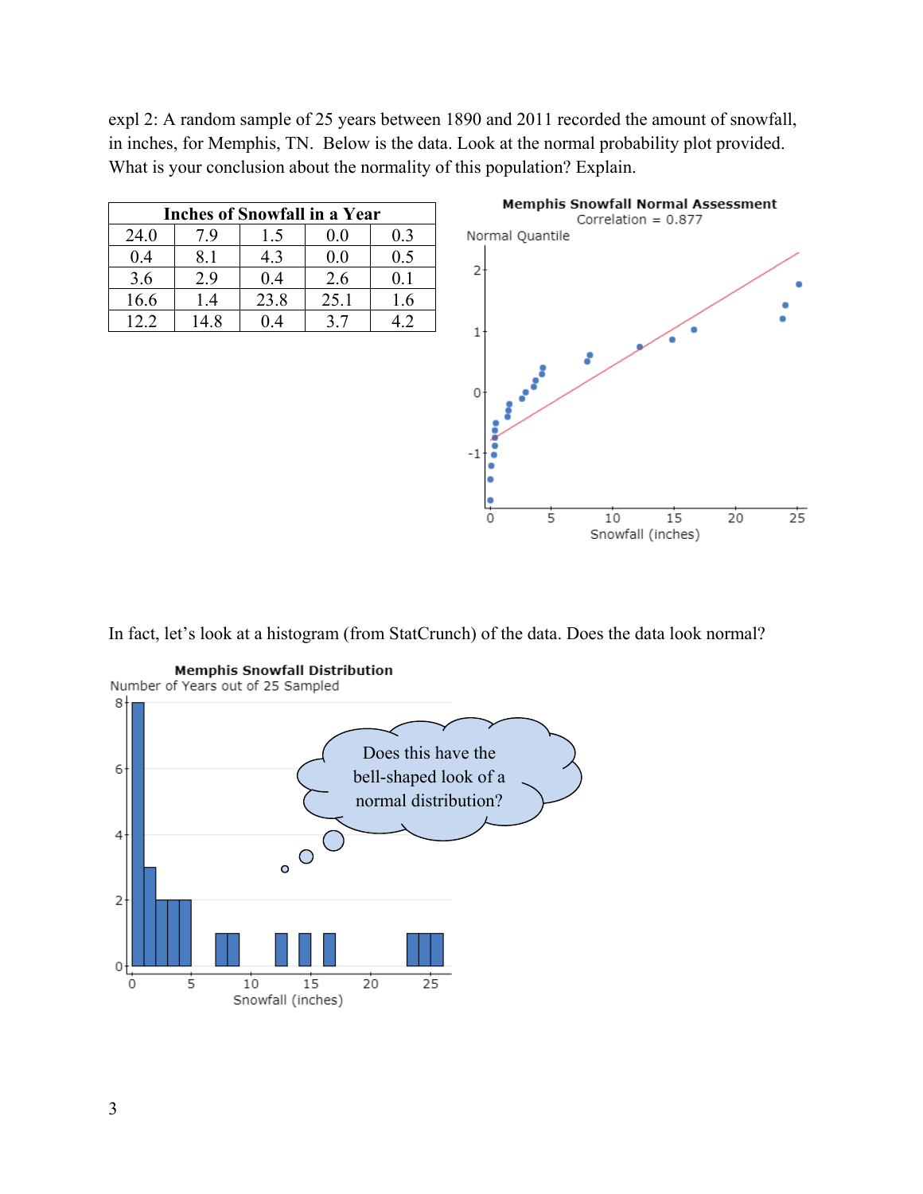expl 2: A random sample of 25 years between 1890 and 2011 recorded the amount of snowfall, in inches, for Memphis, TN. Below is the data. Look at the normal probability plot provided. What is your conclusion about the normality of this population? Explain.

| Inches of Snowfall in a Year | | | | |
|---|---|---|---|---|
| 24.0 | 7.9 | 1.5 | 0.0 | 0.3 |
| 0.4 | 8.1 | 4.3 | 0.0 | 0.5 |
| 3.6 | 2.9 | 0.4 | 2.6 | 0.1 |
| 16.6 | 1.4 | 23.8 | 25.1 | 1.6 |
| 12.2 | 14.8 | 0.4 | 3.7 | 4.2 |

Memphis Snowfall Normal Assessment

Correlation = 0.877

Normal Quantile

2
1
0
-1

0 5 10 15 20 25

Snowfall (inches)

In fact, let's look at a histogram (from StatCrunch) of the data. Does the data look normal?

Memphis Snowfall Distribution

Number of Years out of 25 Sampled

8
6
4
2
0

0 5 10 15 20 25

Snowfall (inches)

Does this have the bell-shaped look of a normal distribution?